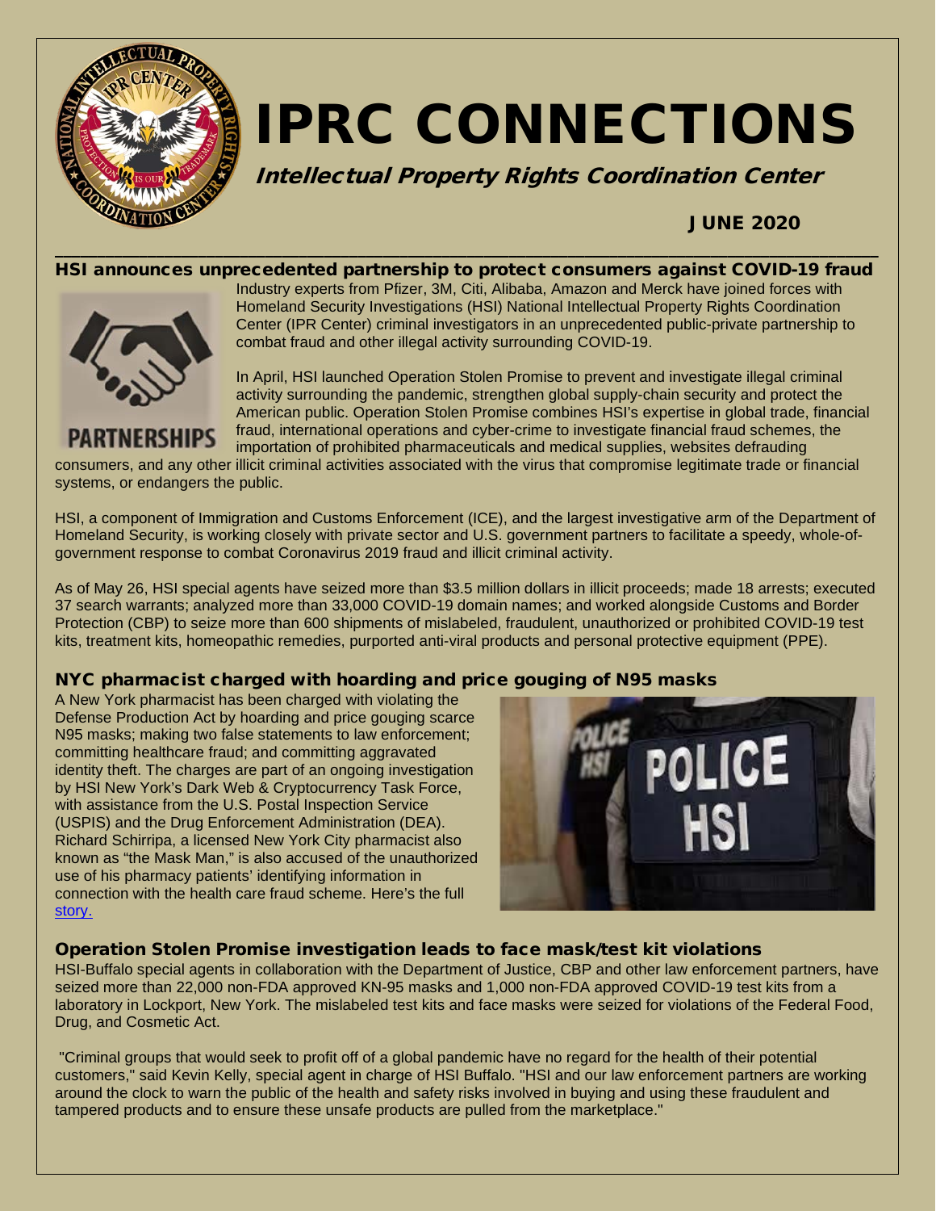# IPRC CONNECTIONS

## Intellectual Property Rights Coordination Center

**JUNE 2020**

### HSI announces unprecedented partnership to protect consumers against COVID-19 fraud

PARTNERSHIPS

Industry experts from Pfizer, 3M, Citi, Alibaba, Amazon and Merck have joined forces with Homeland Security Investigations (HSI) National Intellectual Property Rights Coordination Center (IPR Center) criminal investigators in an unprecedented public-private partnership to combat fraud and other illegal activity surrounding COVID-19.

In April, HSI launched Operation Stolen Promise to prevent and investigate illegal criminal activity surrounding the pandemic, strengthen global supply-chain security and protect the American public. Operation Stolen Promise combines HSI's expertise in global trade, financial fraud, international operations and cyber-crime to investigate financial fraud schemes, the importation of prohibited pharmaceuticals and medical supplies, websites defrauding consumers, and any other illicit criminal activities associated with the virus that compromise legitimate trade or financial systems, or endangers the public.

HSI, a component of Immigration and Customs Enforcement (ICE), and the largest investigative arm of the Department of Homeland Security, is working closely with private sector and U.S. government partners to facilitate a speedy, whole-of-government response to combat Coronavirus 2019 fraud and illicit criminal activity.

As of May 26, HSI special agents have seized more than $3.5 million dollars in illicit proceeds; made 18 arrests; executed 37 search warrants; analyzed more than 33,000 COVID-19 domain names; and worked alongside Customs and Border Protection (CBP) to seize more than 600 shipments of mislabeled, fraudulent, unauthorized or prohibited COVID-19 test kits, treatment kits, homeopathic remedies, purported anti-viral products and personal protective equipment (PPE).

### NYC pharmacist charged with hoarding and price gouging of N95 masks

A New York pharmacist has been charged with violating the Defense Production Act by hoarding and price gouging scarce N95 masks; making two false statements to law enforcement; committing healthcare fraud; and committing aggravated identity theft. The charges are part of an ongoing investigation by HSI New York's Dark Web & Cryptocurrency Task Force, with assistance from the U.S. Postal Inspection Service (USPIS) and the Drug Enforcement Administration (DEA). Richard Schirripa, a licensed New York City pharmacist also known as "the Mask Man," is also accused of the unauthorized use of his pharmacy patients' identifying information in connection with the health care fraud scheme. Here's the full story.

### Operation Stolen Promise investigation leads to face mask/test kit violations

HSI-Buffalo special agents in collaboration with the Department of Justice, CBP and other law enforcement partners, have seized more than 22,000 non-FDA approved KN-95 masks and 1,000 non-FDA approved COVID-19 test kits from a laboratory in Lockport, New York. The mislabeled test kits and face masks were seized for violations of the Federal Food, Drug, and Cosmetic Act.

"Criminal groups that would seek to profit off of a global pandemic have no regard for the health of their potential customers," said Kevin Kelly, special agent in charge of HSI Buffalo. "HSI and our law enforcement partners are working around the clock to warn the public of the health and safety risks involved in buying and using these fraudulent and tampered products and to ensure these unsafe products are pulled from the marketplace."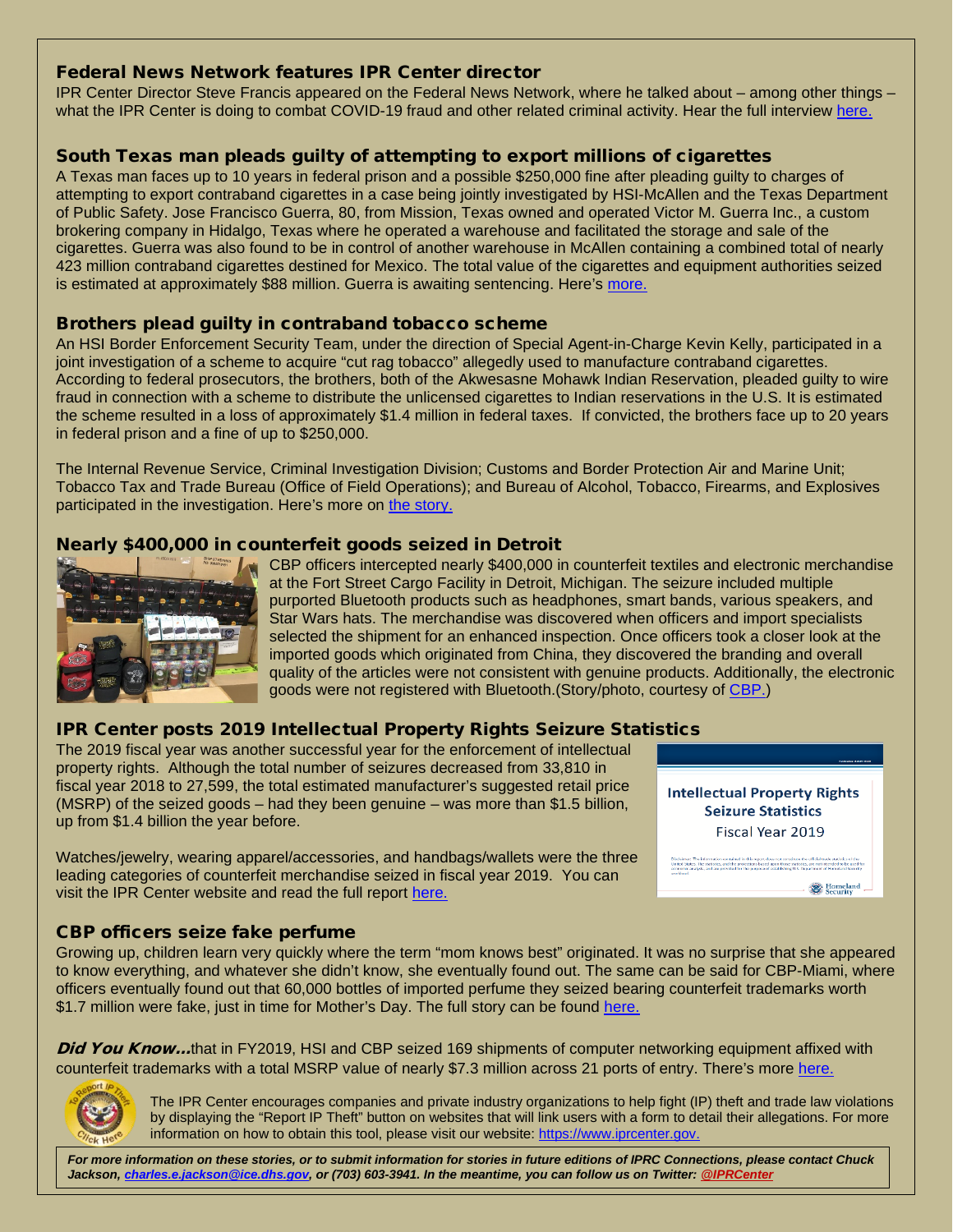### Federal News Network features IPR Center director

IPR Center Director Steve Francis appeared on the Federal News Network, where he talked about – among other things – what the IPR Center is doing to combat COVID-19 fraud and other related criminal activity. Hear the full interview here.

### South Texas man pleads guilty of attempting to export millions of cigarettes

A Texas man faces up to 10 years in federal prison and a possible $250,000 fine after pleading guilty to charges of attempting to export contraband cigarettes in a case being jointly investigated by HSI-McAllen and the Texas Department of Public Safety. Jose Francisco Guerra, 80, from Mission, Texas owned and operated Victor M. Guerra Inc., a custom brokering company in Hidalgo, Texas where he operated a warehouse and facilitated the storage and sale of the cigarettes. Guerra was also found to be in control of another warehouse in McAllen containing a combined total of nearly 423 million contraband cigarettes destined for Mexico. The total value of the cigarettes and equipment authorities seized is estimated at approximately $88 million. Guerra is awaiting sentencing. Here's more.

### Brothers plead guilty in contraband tobacco scheme

An HSI Border Enforcement Security Team, under the direction of Special Agent-in-Charge Kevin Kelly, participated in a joint investigation of a scheme to acquire "cut rag tobacco" allegedly used to manufacture contraband cigarettes. According to federal prosecutors, the brothers, both of the Akwesasne Mohawk Indian Reservation, pleaded guilty to wire fraud in connection with a scheme to distribute the unlicensed cigarettes to Indian reservations in the U.S. It is estimated the scheme resulted in a loss of approximately $1.4 million in federal taxes. If convicted, the brothers face up to 20 years in federal prison and a fine of up to $250,000.

The Internal Revenue Service, Criminal Investigation Division; Customs and Border Protection Air and Marine Unit; Tobacco Tax and Trade Bureau (Office of Field Operations); and Bureau of Alcohol, Tobacco, Firearms, and Explosives participated in the investigation. Here's more on the story.

### Nearly $400,000 in counterfeit goods seized in Detroit

CBP officers intercepted nearly $400,000 in counterfeit textiles and electronic merchandise at the Fort Street Cargo Facility in Detroit, Michigan. The seizure included multiple purported Bluetooth products such as headphones, smart bands, various speakers, and Star Wars hats. The merchandise was discovered when officers and import specialists selected the shipment for an enhanced inspection. Once officers took a closer look at the imported goods which originated from China, they discovered the branding and overall quality of the articles were not consistent with genuine products. Additionally, the electronic goods were not registered with Bluetooth.(Story/photo, courtesy of CBP.)

### IPR Center posts 2019 Intellectual Property Rights Seizure Statistics

The 2019 fiscal year was another successful year for the enforcement of intellectual property rights. Although the total number of seizures decreased from 33,810 in fiscal year 2018 to 27,599, the total estimated manufacturer's suggested retail price (MSRP) of the seized goods – had they been genuine – was more than $1.5 billion, up from $1.4 billion the year before.

Watches/jewelry, wearing apparel/accessories, and handbags/wallets were the three leading categories of counterfeit merchandise seized in fiscal year 2019. You can visit the IPR Center website and read the full report here.

### CBP officers seize fake perfume

Growing up, children learn very quickly where the term "mom knows best" originated. It was no surprise that she appeared to know everything, and whatever she didn't know, she eventually found out. The same can be said for CBP-Miami, where officers eventually found out that 60,000 bottles of imported perfume they seized bearing counterfeit trademarks worth $1.7 million were fake, just in time for Mother's Day. The full story can be found here.

***Did You Know…***that in FY2019, HSI and CBP seized 169 shipments of computer networking equipment affixed with counterfeit trademarks with a total MSRP value of nearly $7.3 million across 21 ports of entry. There's more here.

The IPR Center encourages companies and private industry organizations to help fight (IP) theft and trade law violations by displaying the "Report IP Theft" button on websites that will link users with a form to detail their allegations. For more information on how to obtain this tool, please visit our website: https://www.iprcenter.gov.

***For more information on these stories, or to submit information for stories in future editions of IPRC Connections, please contact Chuck Jackson, charles.e.jackson@ice.dhs.gov, or (703) 603-3941. In the meantime, you can follow us on Twitter: @IPRCenter***